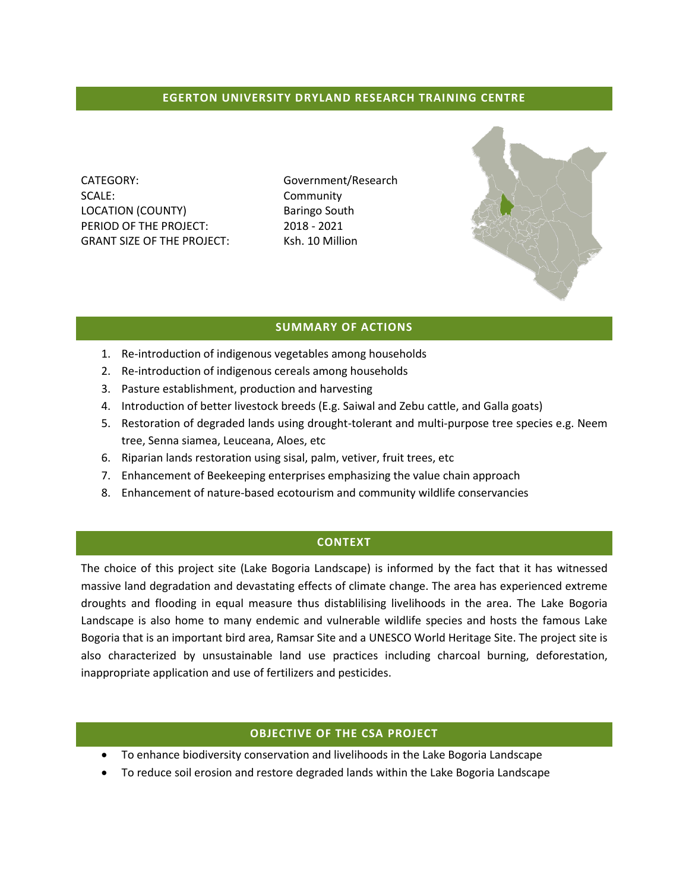## EGERTON UNIVERSITY DRYLAND RESEARCH TRAINING CENTRE

| | |
|---|---|
| CATEGORY: | Government/Research |
| SCALE: | Community |
| LOCATION (COUNTY) | Baringo South |
| PERIOD OF THE PROJECT: | 2018 - 2021 |
| GRANT SIZE OF THE PROJECT: | Ksh. 10 Million |

## SUMMARY OF ACTIONS

1. Re-introduction of indigenous vegetables among households
2. Re-introduction of indigenous cereals among households
3. Pasture establishment, production and harvesting
4. Introduction of better livestock breeds (E.g. Saiwal and Zebu cattle, and Galla goats)
5. Restoration of degraded lands using drought-tolerant and multi-purpose tree species e.g. Neem tree, Senna siamea, Leuceana, Aloes, etc
6. Riparian lands restoration using sisal, palm, vetiver, fruit trees, etc
7. Enhancement of Beekeeping enterprises emphasizing the value chain approach
8. Enhancement of nature-based ecotourism and community wildlife conservancies

## CONTEXT

The choice of this project site (Lake Bogoria Landscape) is informed by the fact that it has witnessed massive land degradation and devastating effects of climate change. The area has experienced extreme droughts and flooding in equal measure thus distablilising livelihoods in the area. The Lake Bogoria Landscape is also home to many endemic and vulnerable wildlife species and hosts the famous Lake Bogoria that is an important bird area, Ramsar Site and a UNESCO World Heritage Site. The project site is also characterized by unsustainable land use practices including charcoal burning, deforestation, inappropriate application and use of fertilizers and pesticides.

## OBJECTIVE OF THE CSA PROJECT

- To enhance biodiversity conservation and livelihoods in the Lake Bogoria Landscape
- To reduce soil erosion and restore degraded lands within the Lake Bogoria Landscape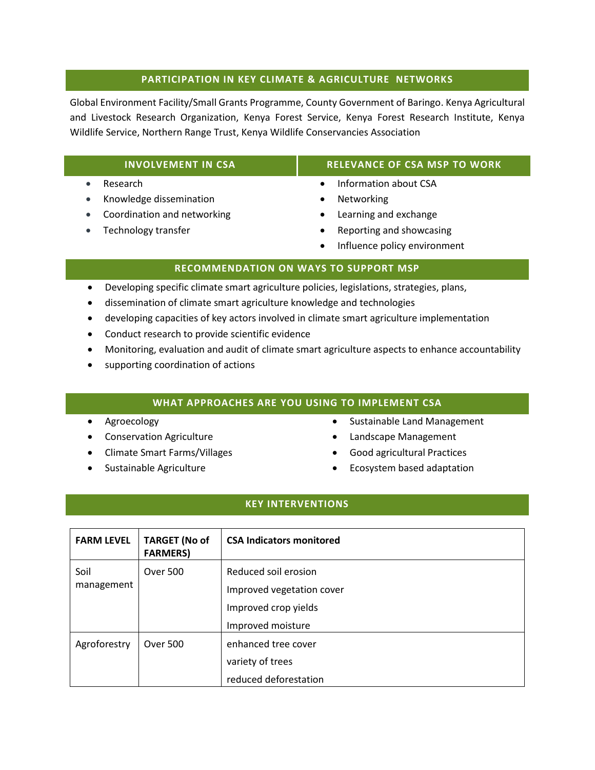## PARTICIPATION IN KEY CLIMATE & AGRICULTURE NETWORKS

Global Environment Facility/Small Grants Programme, County Government of Baringo. Kenya Agricultural and Livestock Research Organization, Kenya Forest Service, Kenya Forest Research Institute, Kenya Wildlife Service, Northern Range Trust, Kenya Wildlife Conservancies Association

## INVOLVEMENT IN CSA

- Research
- Knowledge dissemination
- Coordination and networking
- Technology transfer

## RELEVANCE OF CSA MSP TO WORK

- Information about CSA
- Networking
- Learning and exchange
- Reporting and showcasing
- Influence policy environment

## RECOMMENDATION ON WAYS TO SUPPORT MSP

- Developing specific climate smart agriculture policies, legislations, strategies, plans,
- dissemination of climate smart agriculture knowledge and technologies
- developing capacities of key actors involved in climate smart agriculture implementation
- Conduct research to provide scientific evidence
- Monitoring, evaluation and audit of climate smart agriculture aspects to enhance accountability
- supporting coordination of actions

## WHAT APPROACHES ARE YOU USING TO IMPLEMENT CSA

- Agroecology
- Conservation Agriculture
- Climate Smart Farms/Villages
- Sustainable Agriculture
- Sustainable Land Management
- Landscape Management
- Good agricultural Practices
- Ecosystem based adaptation

## KEY INTERVENTIONS

| FARM LEVEL | TARGET (No of FARMERS) | CSA Indicators monitored |
|---|---|---|
| Soil management | Over 500 | Reduced soil erosion<br>Improved vegetation cover<br>Improved crop yields<br>Improved moisture |
| Agroforestry | Over 500 | enhanced tree cover<br>variety of trees<br>reduced deforestation |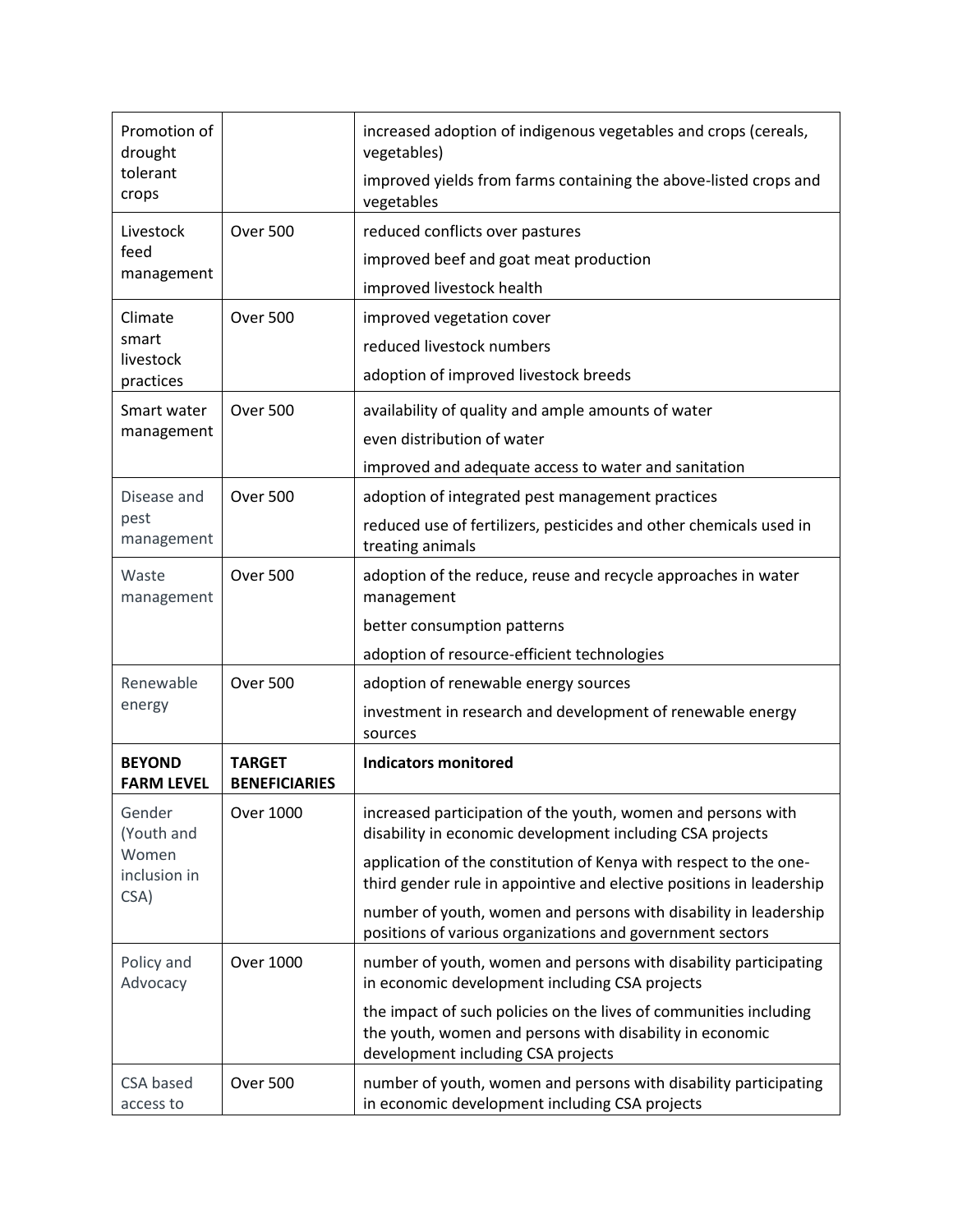| | | |
|---|---|---|
| Promotion of drought tolerant crops | | increased adoption of indigenous vegetables and crops (cereals, vegetables)<br>improved yields from farms containing the above-listed crops and vegetables |
| Livestock feed management | Over 500 | reduced conflicts over pastures<br>improved beef and goat meat production<br>improved livestock health |
| Climate smart livestock practices | Over 500 | improved vegetation cover<br>reduced livestock numbers<br>adoption of improved livestock breeds |
| Smart water management | Over 500 | availability of quality and ample amounts of water<br>even distribution of water<br>improved and adequate access to water and sanitation |
| Disease and pest management | Over 500 | adoption of integrated pest management practices<br>reduced use of fertilizers, pesticides and other chemicals used in treating animals |
| Waste management | Over 500 | adoption of the reduce, reuse and recycle approaches in water management<br>better consumption patterns<br>adoption of resource-efficient technologies |
| Renewable energy | Over 500 | adoption of renewable energy sources<br>investment in research and development of renewable energy sources |
| **BEYOND FARM LEVEL** | **TARGET BENEFICIARIES** | **Indicators monitored** |
| Gender (Youth and Women inclusion in CSA) | Over 1000 | increased participation of the youth, women and persons with disability in economic development including CSA projects<br>application of the constitution of Kenya with respect to the one-third gender rule in appointive and elective positions in leadership<br>number of youth, women and persons with disability in leadership positions of various organizations and government sectors |
| Policy and Advocacy | Over 1000 | number of youth, women and persons with disability participating in economic development including CSA projects<br>the impact of such policies on the lives of communities including the youth, women and persons with disability in economic development including CSA projects |
| CSA based access to | Over 500 | number of youth, women and persons with disability participating in economic development including CSA projects |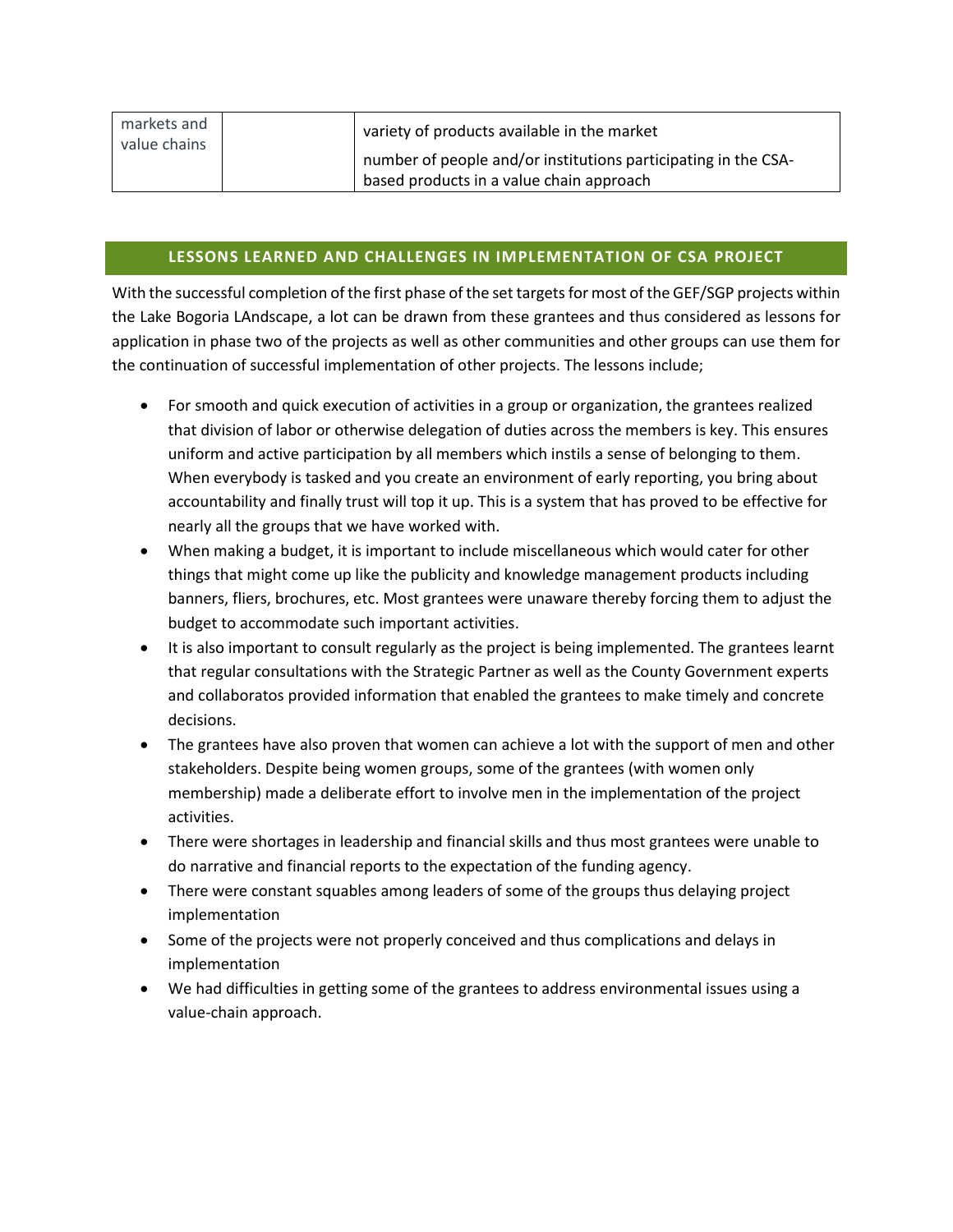| markets and value chains | | variety of products available in the market<br>number of people and/or institutions participating in the CSA-based products in a value chain approach |
|---|---|---|

## LESSONS LEARNED AND CHALLENGES IN IMPLEMENTATION OF CSA PROJECT

With the successful completion of the first phase of the set targets for most of the GEF/SGP projects within the Lake Bogoria LAndscape, a lot can be drawn from these grantees and thus considered as lessons for application in phase two of the projects as well as other communities and other groups can use them for the continuation of successful implementation of other projects. The lessons include;

- For smooth and quick execution of activities in a group or organization, the grantees realized that division of labor or otherwise delegation of duties across the members is key. This ensures uniform and active participation by all members which instils a sense of belonging to them. When everybody is tasked and you create an environment of early reporting, you bring about accountability and finally trust will top it up. This is a system that has proved to be effective for nearly all the groups that we have worked with.
- When making a budget, it is important to include miscellaneous which would cater for other things that might come up like the publicity and knowledge management products including banners, fliers, brochures, etc. Most grantees were unaware thereby forcing them to adjust the budget to accommodate such important activities.
- It is also important to consult regularly as the project is being implemented. The grantees learnt that regular consultations with the Strategic Partner as well as the County Government experts and collaboratos provided information that enabled the grantees to make timely and concrete decisions.
- The grantees have also proven that women can achieve a lot with the support of men and other stakeholders. Despite being women groups, some of the grantees (with women only membership) made a deliberate effort to involve men in the implementation of the project activities.
- There were shortages in leadership and financial skills and thus most grantees were unable to do narrative and financial reports to the expectation of the funding agency.
- There were constant squables among leaders of some of the groups thus delaying project implementation
- Some of the projects were not properly conceived and thus complications and delays in implementation
- We had difficulties in getting some of the grantees to address environmental issues using a value-chain approach.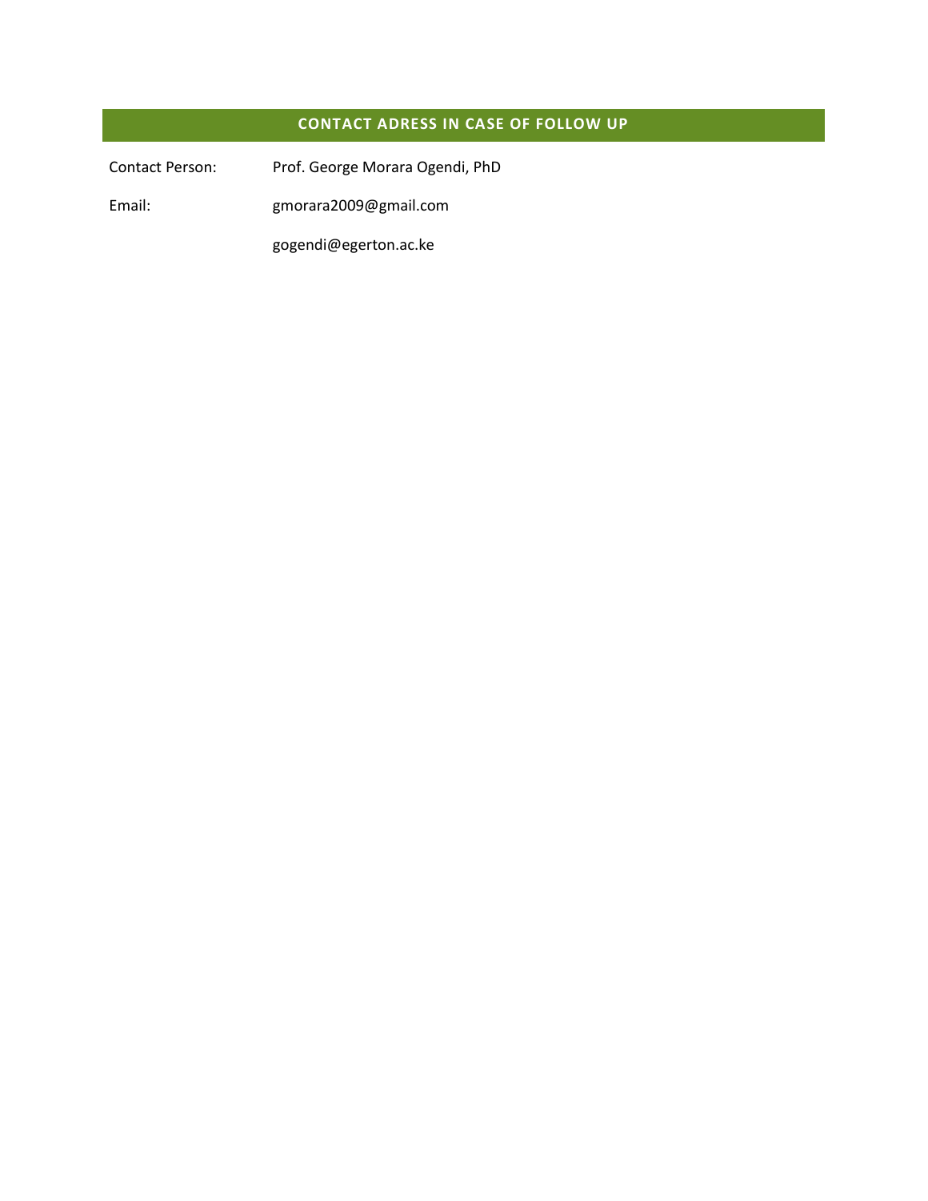## CONTACT ADRESS IN CASE OF FOLLOW UP

| | |
|---|---|
| Contact Person: | Prof. George Morara Ogendi, PhD |
| Email: | gmorara2009@gmail.com |
| | gogendi@egerton.ac.ke |